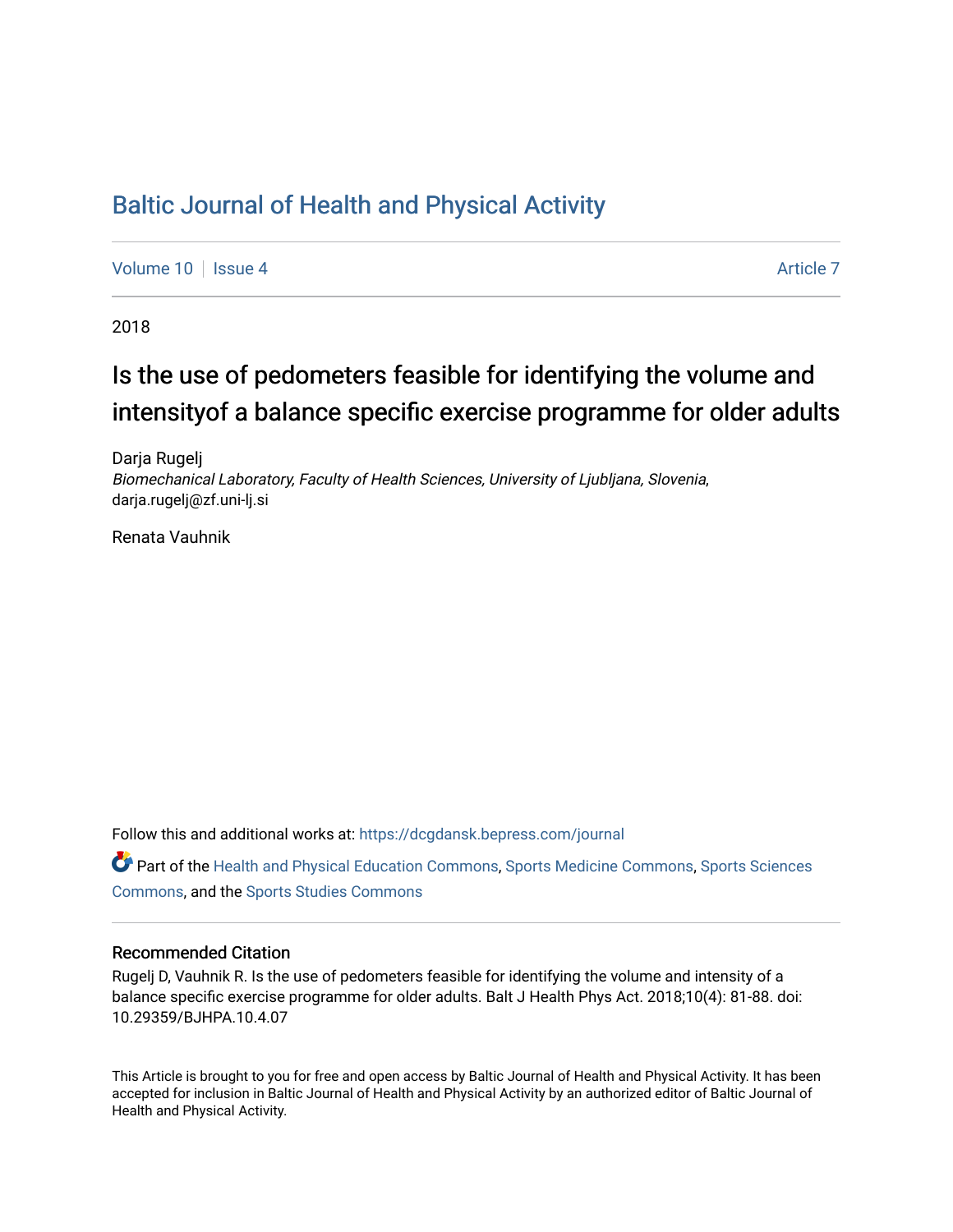# Baltic Journal of Health and Physical Activity

Volume 10 | Issue 4 Article 7

2018

## Is the use of pedometers feasible for identifying the volume and intensityof a balance specific exercise programme for older adults

Darja Rugelj
*Biomechanical Laboratory, Faculty of Health Sciences, University of Ljubljana, Slovenia*, darja.rugelj@zf.uni-lj.si

Renata Vauhnik

Follow this and additional works at: https://dcgdansk.bepress.com/journal

Part of the Health and Physical Education Commons, Sports Medicine Commons, Sports Sciences Commons, and the Sports Studies Commons

### Recommended Citation

Rugelj D, Vauhnik R. Is the use of pedometers feasible for identifying the volume and intensity of a balance specific exercise programme for older adults. Balt J Health Phys Act. 2018;10(4): 81-88. doi: 10.29359/BJHPA.10.4.07

This Article is brought to you for free and open access by Baltic Journal of Health and Physical Activity. It has been accepted for inclusion in Baltic Journal of Health and Physical Activity by an authorized editor of Baltic Journal of Health and Physical Activity.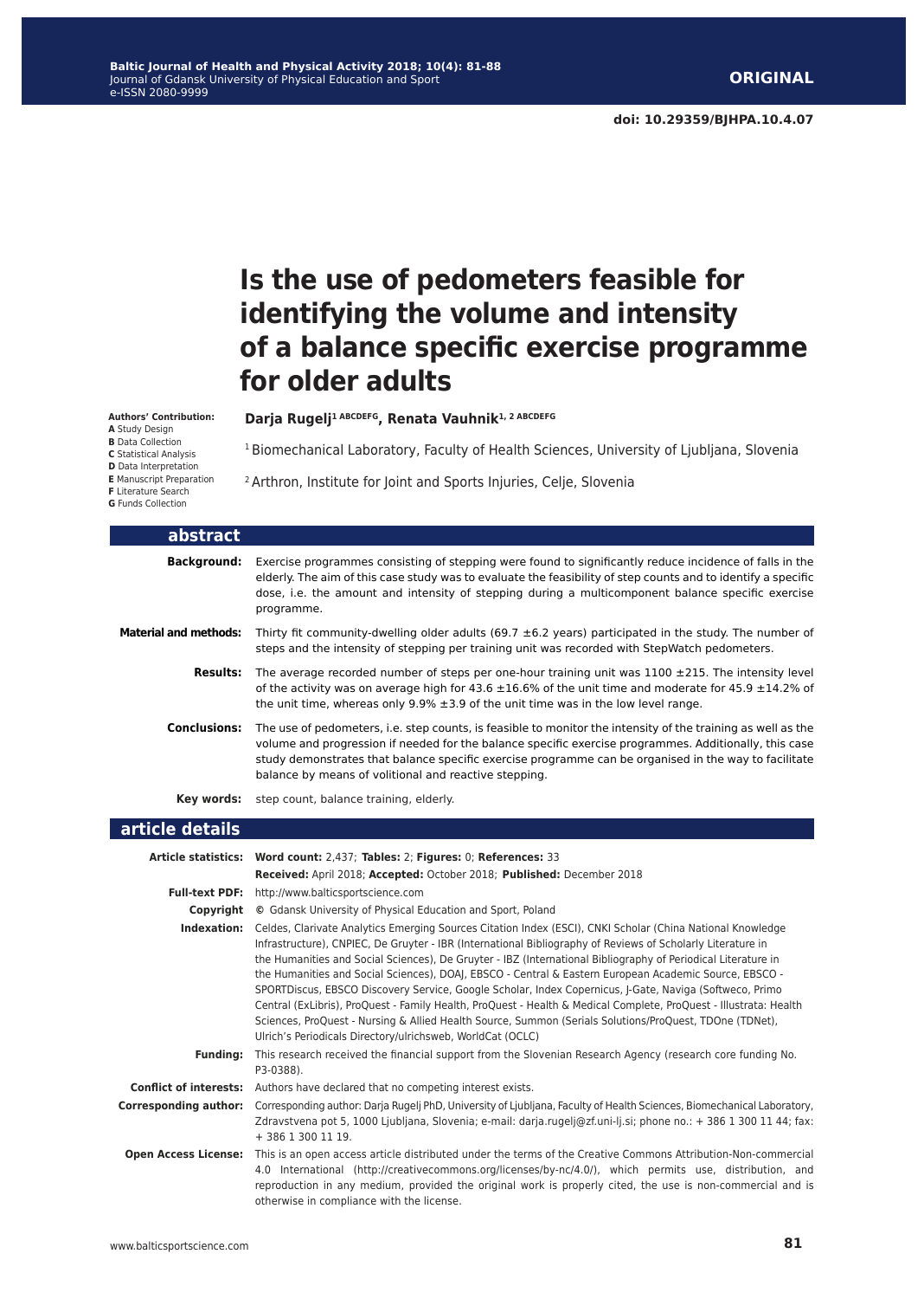**ORIGINAL**

**doi: 10.29359/BJHPA.10.4.07**

# Is the use of pedometers feasible for identifying the volume and intensity of a balance specific exercise programme for older adults

**Authors' Contribution:**
**A** Study Design
**B** Data Collection
**C** Statistical Analysis
**D** Data Interpretation
**E** Manuscript Preparation
**F** Literature Search
**G** Funds Collection

**Darja Rugelj[1 ABCDEFG], Renata Vauhnik[1, 2 ABCDEFG]**

[1] Biomechanical Laboratory, Faculty of Health Sciences, University of Ljubljana, Slovenia

[2] Arthron, Institute for Joint and Sports Injuries, Celje, Slovenia

## abstract

**Background:** Exercise programmes consisting of stepping were found to significantly reduce incidence of falls in the elderly. The aim of this case study was to evaluate the feasibility of step counts and to identify a specific dose, i.e. the amount and intensity of stepping during a multicomponent balance specific exercise programme.

**Material and methods:** Thirty fit community-dwelling older adults (69.7 ±6.2 years) participated in the study. The number of steps and the intensity of stepping per training unit was recorded with StepWatch pedometers.

**Results:** The average recorded number of steps per one-hour training unit was 1100 ±215. The intensity level of the activity was on average high for 43.6 ±16.6% of the unit time and moderate for 45.9 ±14.2% of the unit time, whereas only 9.9% ±3.9 of the unit time was in the low level range.

**Conclusions:** The use of pedometers, i.e. step counts, is feasible to monitor the intensity of the training as well as the volume and progression if needed for the balance specific exercise programmes. Additionally, this case study demonstrates that balance specific exercise programme can be organised in the way to facilitate balance by means of volitional and reactive stepping.

**Key words:** step count, balance training, elderly.

## article details

**Article statistics:** **Word count:** 2,437; **Tables:** 2; **Figures:** 0; **References:** 33
**Received:** April 2018; **Accepted:** October 2018; **Published:** December 2018

**Full-text PDF:** http://www.balticsportscience.com

**Copyright** © Gdansk University of Physical Education and Sport, Poland

**Indexation:** Celdes, Clarivate Analytics Emerging Sources Citation Index (ESCI), CNKI Scholar (China National Knowledge Infrastructure), CNPIEC, De Gruyter - IBR (International Bibliography of Reviews of Scholarly Literature in the Humanities and Social Sciences), De Gruyter - IBZ (International Bibliography of Periodical Literature in the Humanities and Social Sciences), DOAJ, EBSCO - Central & Eastern European Academic Source, EBSCO - SPORTDiscus, EBSCO Discovery Service, Google Scholar, Index Copernicus, J-Gate, Naviga (Softweco, Primo Central (ExLibris), ProQuest - Family Health, ProQuest - Health & Medical Complete, ProQuest - Illustrata: Health Sciences, ProQuest - Nursing & Allied Health Source, Summon (Serials Solutions/ProQuest, TDOne (TDNet), Ulrich's Periodicals Directory/ulrichsweb, WorldCat (OCLC)

**Funding:** This research received the financial support from the Slovenian Research Agency (research core funding No. P3-0388).

**Conflict of interests:** Authors have declared that no competing interest exists.

**Corresponding author:** Corresponding author: Darja Rugelj PhD, University of Ljubljana, Faculty of Health Sciences, Biomechanical Laboratory, Zdravstvena pot 5, 1000 Ljubljana, Slovenia; e-mail: darja.rugelj@zf.uni-lj.si; phone no.: + 386 1 300 11 44; fax: + 386 1 300 11 19.

**Open Access License:** This is an open access article distributed under the terms of the Creative Commons Attribution-Non-commercial 4.0 International (http://creativecommons.org/licenses/by-nc/4.0/), which permits use, distribution, and reproduction in any medium, provided the original work is properly cited, the use is non-commercial and is otherwise in compliance with the license.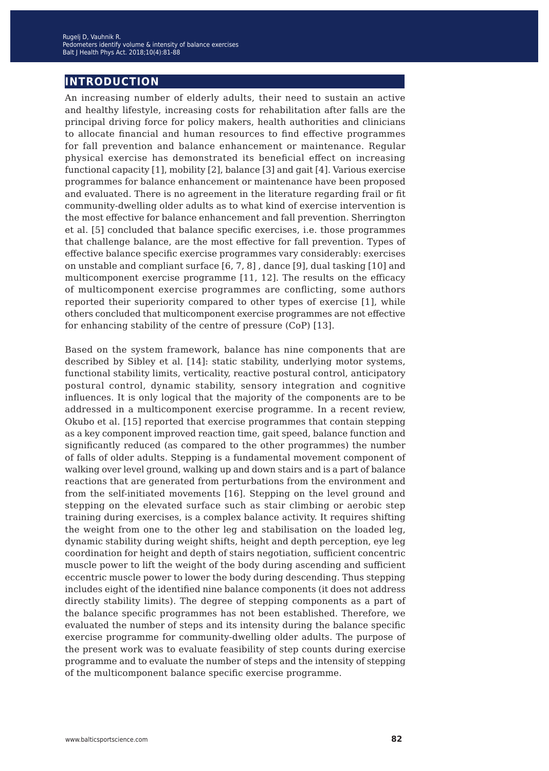## INTRODUCTION

An increasing number of elderly adults, their need to sustain an active and healthy lifestyle, increasing costs for rehabilitation after falls are the principal driving force for policy makers, health authorities and clinicians to allocate financial and human resources to find effective programmes for fall prevention and balance enhancement or maintenance. Regular physical exercise has demonstrated its beneficial effect on increasing functional capacity [1], mobility [2], balance [3] and gait [4]. Various exercise programmes for balance enhancement or maintenance have been proposed and evaluated. There is no agreement in the literature regarding frail or fit community-dwelling older adults as to what kind of exercise intervention is the most effective for balance enhancement and fall prevention. Sherrington et al. [5] concluded that balance specific exercises, i.e. those programmes that challenge balance, are the most effective for fall prevention. Types of effective balance specific exercise programmes vary considerably: exercises on unstable and compliant surface [6, 7, 8] , dance [9], dual tasking [10] and multicomponent exercise programme [11, 12]. The results on the efficacy of multicomponent exercise programmes are conflicting, some authors reported their superiority compared to other types of exercise [1], while others concluded that multicomponent exercise programmes are not effective for enhancing stability of the centre of pressure (CoP) [13].

Based on the system framework, balance has nine components that are described by Sibley et al. [14]: static stability, underlying motor systems, functional stability limits, verticality, reactive postural control, anticipatory postural control, dynamic stability, sensory integration and cognitive influences. It is only logical that the majority of the components are to be addressed in a multicomponent exercise programme. In a recent review, Okubo et al. [15] reported that exercise programmes that contain stepping as a key component improved reaction time, gait speed, balance function and significantly reduced (as compared to the other programmes) the number of falls of older adults. Stepping is a fundamental movement component of walking over level ground, walking up and down stairs and is a part of balance reactions that are generated from perturbations from the environment and from the self-initiated movements [16]. Stepping on the level ground and stepping on the elevated surface such as stair climbing or aerobic step training during exercises, is a complex balance activity. It requires shifting the weight from one to the other leg and stabilisation on the loaded leg, dynamic stability during weight shifts, height and depth perception, eye leg coordination for height and depth of stairs negotiation, sufficient concentric muscle power to lift the weight of the body during ascending and sufficient eccentric muscle power to lower the body during descending. Thus stepping includes eight of the identified nine balance components (it does not address directly stability limits). The degree of stepping components as a part of the balance specific programmes has not been established. Therefore, we evaluated the number of steps and its intensity during the balance specific exercise programme for community-dwelling older adults. The purpose of the present work was to evaluate feasibility of step counts during exercise programme and to evaluate the number of steps and the intensity of stepping of the multicomponent balance specific exercise programme.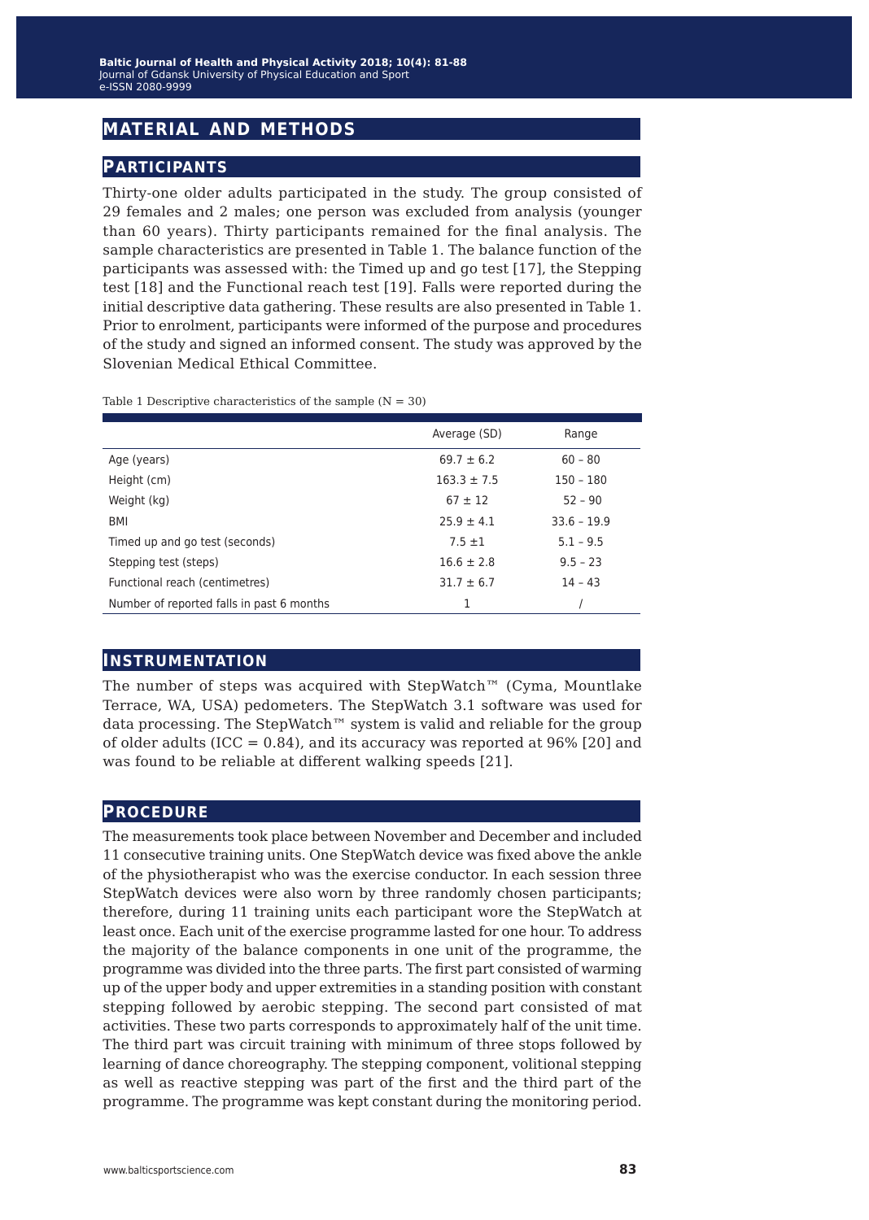## MATERIAL AND METHODS

### PARTICIPANTS

Thirty-one older adults participated in the study. The group consisted of 29 females and 2 males; one person was excluded from analysis (younger than 60 years). Thirty participants remained for the final analysis. The sample characteristics are presented in Table 1. The balance function of the participants was assessed with: the Timed up and go test [17], the Stepping test [18] and the Functional reach test [19]. Falls were reported during the initial descriptive data gathering. These results are also presented in Table 1. Prior to enrolment, participants were informed of the purpose and procedures of the study and signed an informed consent. The study was approved by the Slovenian Medical Ethical Committee.

Table 1 Descriptive characteristics of the sample (N = 30)

| | Average (SD) | Range |
|---|---|---|
| Age (years) | 69.7 ± 6.2 | 60 – 80 |
| Height (cm) | 163.3 ± 7.5 | 150 – 180 |
| Weight (kg) | 67 ± 12 | 52 – 90 |
| BMI | 25.9 ± 4.1 | 33.6 – 19.9 |
| Timed up and go test (seconds) | 7.5 ±1 | 5.1 – 9.5 |
| Stepping test (steps) | 16.6 ± 2.8 | 9.5 – 23 |
| Functional reach (centimetres) | 31.7 ± 6.7 | 14 – 43 |
| Number of reported falls in past 6 months | 1 | / |

### INSTRUMENTATION

The number of steps was acquired with StepWatch™ (Cyma, Mountlake Terrace, WA, USA) pedometers. The StepWatch 3.1 software was used for data processing. The StepWatch™ system is valid and reliable for the group of older adults (ICC = 0.84), and its accuracy was reported at 96% [20] and was found to be reliable at different walking speeds [21].

### PROCEDURE

The measurements took place between November and December and included 11 consecutive training units. One StepWatch device was fixed above the ankle of the physiotherapist who was the exercise conductor. In each session three StepWatch devices were also worn by three randomly chosen participants; therefore, during 11 training units each participant wore the StepWatch at least once. Each unit of the exercise programme lasted for one hour. To address the majority of the balance components in one unit of the programme, the programme was divided into the three parts. The first part consisted of warming up of the upper body and upper extremities in a standing position with constant stepping followed by aerobic stepping. The second part consisted of mat activities. These two parts corresponds to approximately half of the unit time. The third part was circuit training with minimum of three stops followed by learning of dance choreography. The stepping component, volitional stepping as well as reactive stepping was part of the first and the third part of the programme. The programme was kept constant during the monitoring period.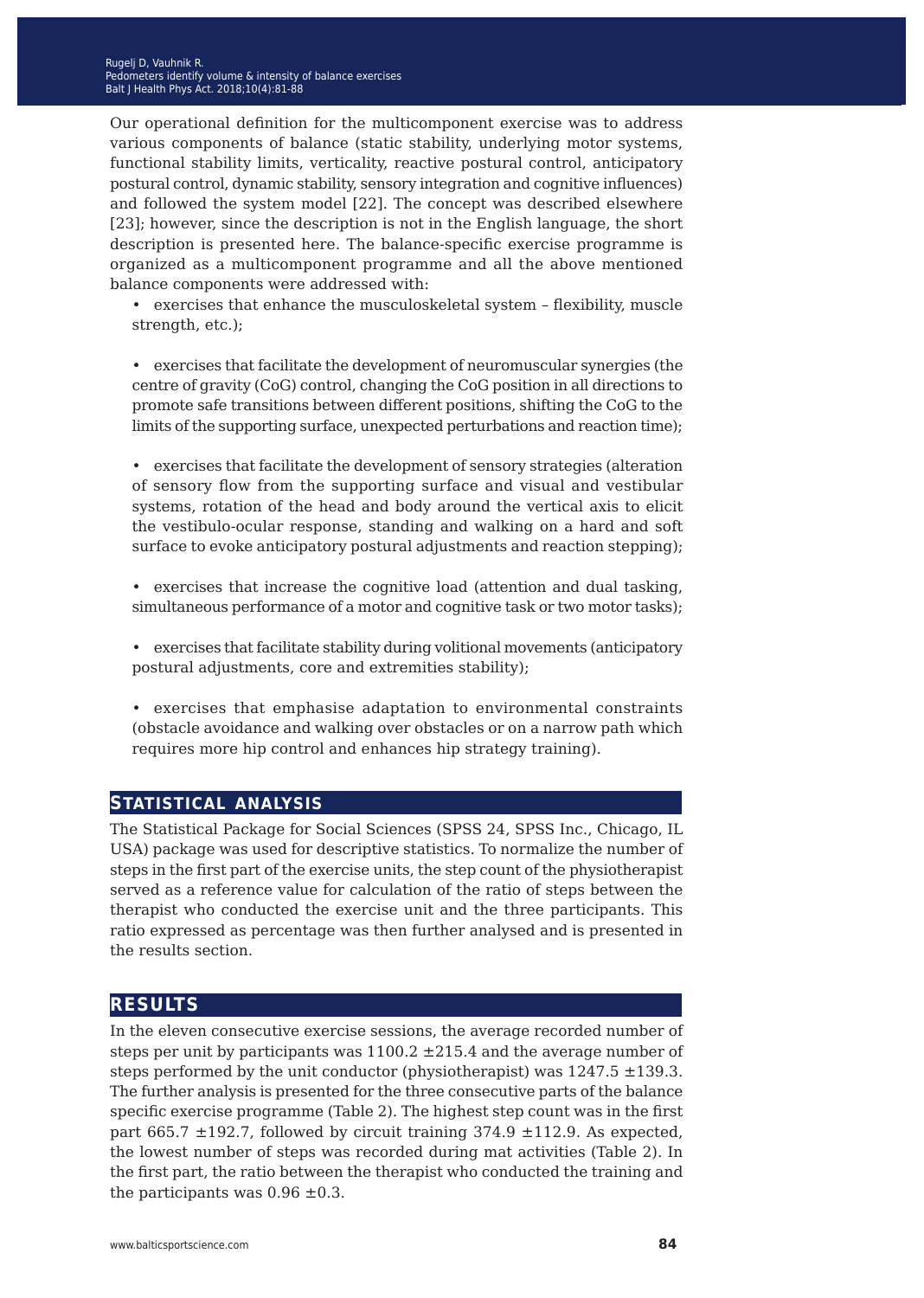Our operational definition for the multicomponent exercise was to address various components of balance (static stability, underlying motor systems, functional stability limits, verticality, reactive postural control, anticipatory postural control, dynamic stability, sensory integration and cognitive influences) and followed the system model [22]. The concept was described elsewhere [23]; however, since the description is not in the English language, the short description is presented here. The balance-specific exercise programme is organized as a multicomponent programme and all the above mentioned balance components were addressed with:

- exercises that enhance the musculoskeletal system – flexibility, muscle strength, etc.);
- exercises that facilitate the development of neuromuscular synergies (the centre of gravity (CoG) control, changing the CoG position in all directions to promote safe transitions between different positions, shifting the CoG to the limits of the supporting surface, unexpected perturbations and reaction time);
- exercises that facilitate the development of sensory strategies (alteration of sensory flow from the supporting surface and visual and vestibular systems, rotation of the head and body around the vertical axis to elicit the vestibulo-ocular response, standing and walking on a hard and soft surface to evoke anticipatory postural adjustments and reaction stepping);
- exercises that increase the cognitive load (attention and dual tasking, simultaneous performance of a motor and cognitive task or two motor tasks);
- exercises that facilitate stability during volitional movements (anticipatory postural adjustments, core and extremities stability);
- exercises that emphasise adaptation to environmental constraints (obstacle avoidance and walking over obstacles or on a narrow path which requires more hip control and enhances hip strategy training).

## STATISTICAL ANALYSIS

The Statistical Package for Social Sciences (SPSS 24, SPSS Inc., Chicago, IL USA) package was used for descriptive statistics. To normalize the number of steps in the first part of the exercise units, the step count of the physiotherapist served as a reference value for calculation of the ratio of steps between the therapist who conducted the exercise unit and the three participants. This ratio expressed as percentage was then further analysed and is presented in the results section.

## RESULTS

In the eleven consecutive exercise sessions, the average recorded number of steps per unit by participants was 1100.2 ±215.4 and the average number of steps performed by the unit conductor (physiotherapist) was 1247.5 ±139.3. The further analysis is presented for the three consecutive parts of the balance specific exercise programme (Table 2). The highest step count was in the first part 665.7 ±192.7, followed by circuit training 374.9 ±112.9. As expected, the lowest number of steps was recorded during mat activities (Table 2). In the first part, the ratio between the therapist who conducted the training and the participants was 0.96 ±0.3.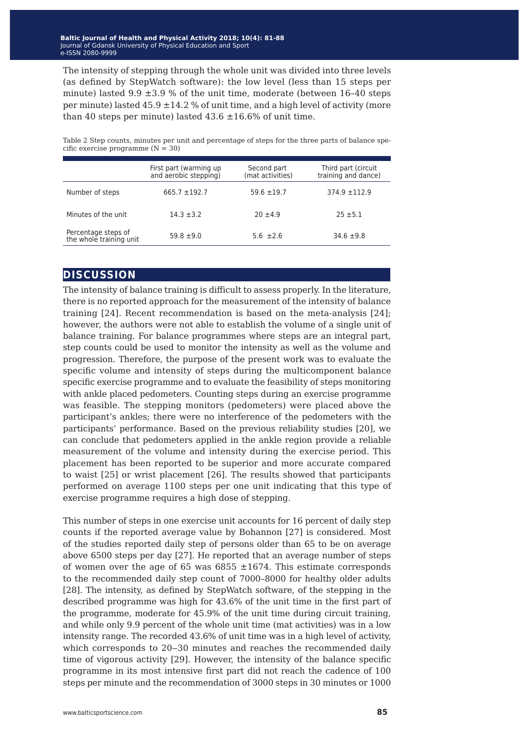The intensity of stepping through the whole unit was divided into three levels (as defined by StepWatch software): the low level (less than 15 steps per minute) lasted 9.9 ±3.9 % of the unit time, moderate (between 16–40 steps per minute) lasted 45.9 ±14.2 % of unit time, and a high level of activity (more than 40 steps per minute) lasted 43.6 ±16.6% of unit time.

Table 2 Step counts, minutes per unit and percentage of steps for the three parts of balance specific exercise programme (N = 30)

| | First part (warming up and aerobic stepping) | Second part (mat activities) | Third part (circuit training and dance) |
|---|---|---|---|
| Number of steps | 665.7 ±192.7 | 59.6 ±19.7 | 374.9 ±112.9 |
| Minutes of the unit | 14.3 ±3.2 | 20 ±4.9 | 25 ±5.1 |
| Percentage steps of the whole training unit | 59.8 ±9.0 | 5.6 ±2.6 | 34.6 ±9.8 |

## DISCUSSION

The intensity of balance training is difficult to assess properly. In the literature, there is no reported approach for the measurement of the intensity of balance training [24]. Recent recommendation is based on the meta-analysis [24]; however, the authors were not able to establish the volume of a single unit of balance training. For balance programmes where steps are an integral part, step counts could be used to monitor the intensity as well as the volume and progression. Therefore, the purpose of the present work was to evaluate the specific volume and intensity of steps during the multicomponent balance specific exercise programme and to evaluate the feasibility of steps monitoring with ankle placed pedometers. Counting steps during an exercise programme was feasible. The stepping monitors (pedometers) were placed above the participant's ankles; there were no interference of the pedometers with the participants' performance. Based on the previous reliability studies [20], we can conclude that pedometers applied in the ankle region provide a reliable measurement of the volume and intensity during the exercise period. This placement has been reported to be superior and more accurate compared to waist [25] or wrist placement [26]. The results showed that participants performed on average 1100 steps per one unit indicating that this type of exercise programme requires a high dose of stepping.

This number of steps in one exercise unit accounts for 16 percent of daily step counts if the reported average value by Bohannon [27] is considered. Most of the studies reported daily step of persons older than 65 to be on average above 6500 steps per day [27]. He reported that an average number of steps of women over the age of 65 was 6855 ±1674. This estimate corresponds to the recommended daily step count of 7000–8000 for healthy older adults [28]. The intensity, as defined by StepWatch software, of the stepping in the described programme was high for 43.6% of the unit time in the first part of the programme, moderate for 45.9% of the unit time during circuit training, and while only 9.9 percent of the whole unit time (mat activities) was in a low intensity range. The recorded 43.6% of unit time was in a high level of activity, which corresponds to 20‒30 minutes and reaches the recommended daily time of vigorous activity [29]. However, the intensity of the balance specific programme in its most intensive first part did not reach the cadence of 100 steps per minute and the recommendation of 3000 steps in 30 minutes or 1000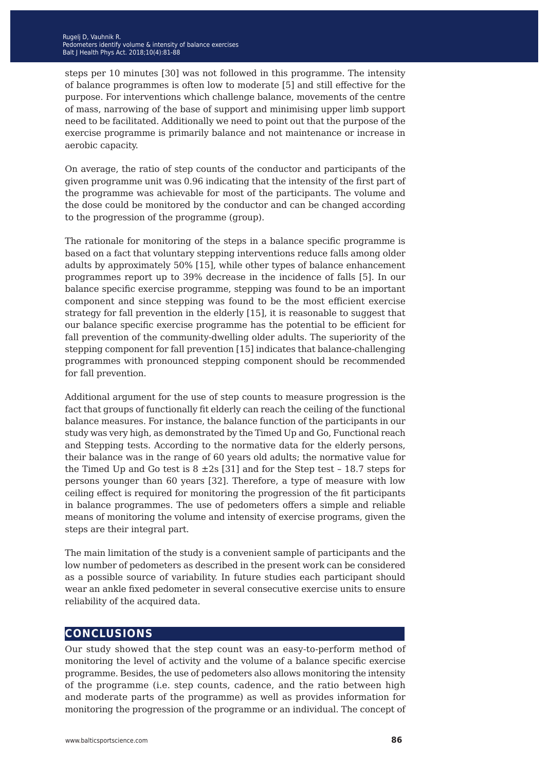steps per 10 minutes [30] was not followed in this programme. The intensity of balance programmes is often low to moderate [5] and still effective for the purpose. For interventions which challenge balance, movements of the centre of mass, narrowing of the base of support and minimising upper limb support need to be facilitated. Additionally we need to point out that the purpose of the exercise programme is primarily balance and not maintenance or increase in aerobic capacity.

On average, the ratio of step counts of the conductor and participants of the given programme unit was 0.96 indicating that the intensity of the first part of the programme was achievable for most of the participants. The volume and the dose could be monitored by the conductor and can be changed according to the progression of the programme (group).

The rationale for monitoring of the steps in a balance specific programme is based on a fact that voluntary stepping interventions reduce falls among older adults by approximately 50% [15], while other types of balance enhancement programmes report up to 39% decrease in the incidence of falls [5]. In our balance specific exercise programme, stepping was found to be an important component and since stepping was found to be the most efficient exercise strategy for fall prevention in the elderly [15], it is reasonable to suggest that our balance specific exercise programme has the potential to be efficient for fall prevention of the community-dwelling older adults. The superiority of the stepping component for fall prevention [15] indicates that balance-challenging programmes with pronounced stepping component should be recommended for fall prevention.

Additional argument for the use of step counts to measure progression is the fact that groups of functionally fit elderly can reach the ceiling of the functional balance measures. For instance, the balance function of the participants in our study was very high, as demonstrated by the Timed Up and Go, Functional reach and Stepping tests. According to the normative data for the elderly persons, their balance was in the range of 60 years old adults; the normative value for the Timed Up and Go test is 8 ±2s [31] and for the Step test – 18.7 steps for persons younger than 60 years [32]. Therefore, a type of measure with low ceiling effect is required for monitoring the progression of the fit participants in balance programmes. The use of pedometers offers a simple and reliable means of monitoring the volume and intensity of exercise programs, given the steps are their integral part.

The main limitation of the study is a convenient sample of participants and the low number of pedometers as described in the present work can be considered as a possible source of variability. In future studies each participant should wear an ankle fixed pedometer in several consecutive exercise units to ensure reliability of the acquired data.

## CONCLUSIONS

Our study showed that the step count was an easy-to-perform method of monitoring the level of activity and the volume of a balance specific exercise programme. Besides, the use of pedometers also allows monitoring the intensity of the programme (i.e. step counts, cadence, and the ratio between high and moderate parts of the programme) as well as provides information for monitoring the progression of the programme or an individual. The concept of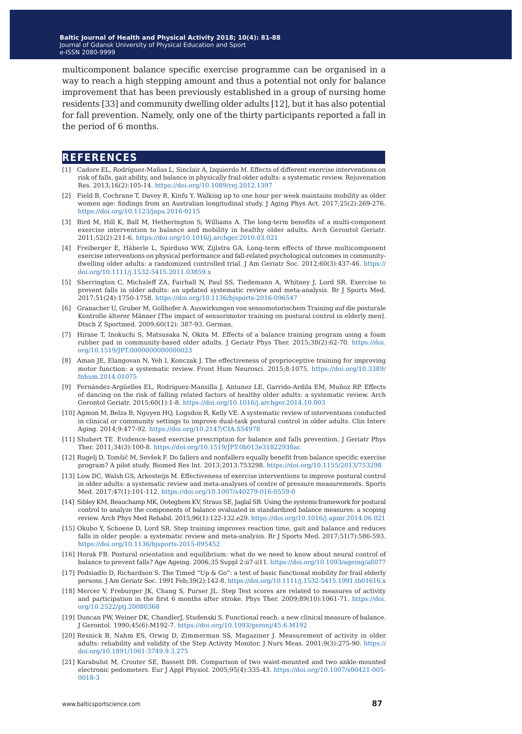multicomponent balance specific exercise programme can be organised in a way to reach a high stepping amount and thus a potential not only for balance improvement that has been previously established in a group of nursing home residents [33] and community dwelling older adults [12], but it has also potential for fall prevention. Namely, only one of the thirty participants reported a fall in the period of 6 months.

## REFERENCES

[1] Cadore EL, Rodríguez-Mañas L, Sinclair A, Izquierdo M. Effects of different exercise interventions on risk of falls, gait ability, and balance in physically frail older adults: a systematic review. Rejuvenation Res. 2013;16(2):105-14. https://doi.org/10.1089/rej.2012.1397

[2] Field B, Cochrane T, Davey R, Kinfu Y. Walking up to one hour per week maintains mobility as older women age: findings from an Australian longitudinal study. J Aging Phys Act. 2017;25(2):269-276. https://doi.org/10.1123/japa.2016-0115

[3] Bird M, Hill K, Ball M, Hetherington S, Williams A. The long-term benefits of a multi-component exercise intervention to balance and mobility in healthy older adults. Arch Gerontol Geriatr. 2011;52(2):211-6. https://doi.org/10.1016/j.archger.2010.03.021

[4] Freiberger E, Häberle L, Spirduso WW, Zijlstra GA. Long-term effects of three multicomponent exercise interventions on physical performance and fall-related psychological outcomes in community-dwelling older adults: a randomized controlled trial. J Am Geriatr Soc. 2012;60(3):437-46. https://doi.org/10.1111/j.1532-5415.2011.03859.x

[5] Sherrington C, Michaleff ZA, Fairhall N, Paul SS, Tiedemann A, Whitney J, Lord SR. Exercise to prevent falls in older adults: an updated systematic review and meta-analysis. Br J Sports Med. 2017;51(24):1750-1758. https://doi.org/10.1136/bjsports-2016-096547

[6] Granacher U, Gruber M, Gollhofer A. Auswirkungen von sensomotorischem Training auf die posturale Kontrolle älterer Männer [The impact of sensorimotor training on postural control in elderly men]. Dtsch Z Sportmed. 2009;60(12): 387-93. German.

[7] Hirase T, Inokuchi S, Matsusaka N, Okita M. Effects of a balance training program using a foam rubber pad in community-based older adults. J Geriatr Phys Ther. 2015;38(2):62-70. https://doi.org/10.1519/JPT.0000000000000023

[8] Aman JE, Elangovan N, Yeh I, Konczak J. The effectiveness of proprioceptive training for improving motor function: a systematic review. Front Hum Neurosci. 2015;8:1075. https://doi.org/10.3389/fnhum.2014.01075

[9] Fernández-Argüelles EL, Rodríguez-Mansilla J, Antunez LE, Garrido-Ardila EM, Muñoz RP. Effects of dancing on the risk of falling related factors of healthy older adults: a systematic review. Arch Gerontol Geriatr. 2015;60(1):1-8. https://doi.org/10.1016/j.archger.2014.10.003

[10] Agmon M, Belza B, Nguyen HQ, Logsdon R, Kelly VE. A systematic review of interventions conducted in clinical or community settings to improve dual-task postural control in older adults. Clin Interv Aging. 2014;9:477-92. https://doi.org/10.2147/CIA.S54978

[11] Shubert TE. Evidence-based exercise prescription for balance and falls prevention. J Geriatr Phys Ther. 2011;34(3):100-8. https://doi.org/10.1519/JPT.0b013e31822938ac

[12] Rugelj D, Tomšič M, Sevšek F. Do fallers and nonfallers equally benefit from balance specific exercise program? A pilot study. Biomed Res Int. 2013;2013:753298. https://doi.org/10.1155/2013/753298

[13] Low DC, Walsh GS, Arkesteijn M. Effectiveness of exercise interventions to improve postural control in older adults: a systematic review and meta-analyses of centre of pressure measurements. Sports Med. 2017;47(1):101-112. https://doi.org/10.1007/s40279-016-0559-0

[14] Sibley KM, Beauchamp MK, Ooteghem KV, Straus SE, Jaglal SB. Using the systems framework for postural control to analyze the components of balance evaluated in standardized balance measures: a scoping review. Arch Phys Med Rehabil. 2015;96(1):122-132.e29. https://doi.org/10.1016/j.apmr.2014.06.021

[15] Okubo Y, Schoene D, Lord SR. Step training improves reaction time, gait and balance and reduces falls in older people: a systematic review and meta-analysis. Br J Sports Med. 2017;51(7):586-593. https://doi.org/10.1136/bjsports-2015-095452

[16] Horak FB. Postural orientation and equilibrium: what do we need to know about neural control of balance to prevent falls? Age Ageing. 2006;35 Suppl 2:ii7-ii11. https://doi.org/10.1093/ageing/afl077

[17] Podsiadlo D, Richardson S. The Timed "Up & Go": a test of basic functional mobility for frail elderly persons. J Am Geriatr Soc. 1991 Feb;39(2):142-8. https://doi.org/10.1111/j.1532-5415.1991.tb01616.x

[18] Mercer V, Freburger JK, Chang S, Purser JL. Step Test scores are related to measures of activity and participation in the first 6 months after stroke. Phys Ther. 2009;89(10):1061-71. https://doi.org/10.2522/ptj.20080368

[19] Duncan PW, Weiner DK, ChandlerJ, Studenski S. Functional reach: a new clinical measure of balance. J Gerontol. 1990;45(6):M192-7. https://doi.org/10.1093/geronj/45.6.M192

[20] Resnick B, Nahm ES, Orwig D, Zimmerman SS, Magaziner J. Measurement of activity in older adults: reliability and validity of the Step Activity Monitor. J Nurs Meas. 2001;9(3):275-90. https://doi.org/10.1891/1061-3749.9.3.275

[21] Karabulut M, Crouter SE, Bassett DR. Comparison of two waist-mounted and two ankle-mounted electronic pedometers. Eur J Appl Physiol. 2005;95(4):335-43. https://doi.org/10.1007/s00421-005-0018-3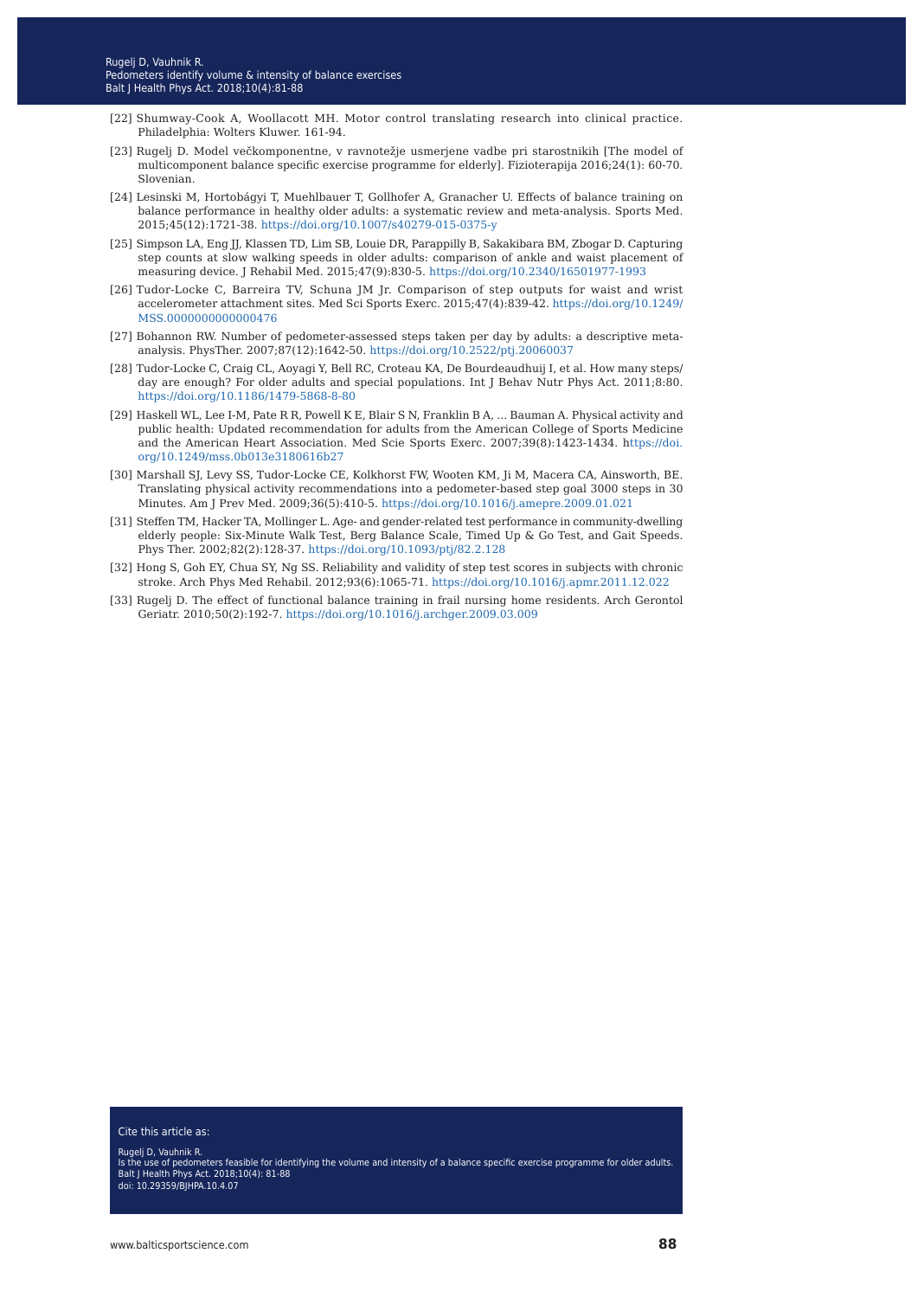[22] Shumway-Cook A, Woollacott MH. Motor control translating research into clinical practice. Philadelphia: Wolters Kluwer. 161-94.

[23] Rugelj D. Model večkomponentne, v ravnotežje usmerjene vadbe pri starostnikih [The model of multicomponent balance specific exercise programme for elderly]. Fizioterapija 2016;24(1): 60-70. Slovenian.

[24] Lesinski M, Hortobágyi T, Muehlbauer T, Gollhofer A, Granacher U. Effects of balance training on balance performance in healthy older adults: a systematic review and meta-analysis. Sports Med. 2015;45(12):1721-38. https://doi.org/10.1007/s40279-015-0375-y

[25] Simpson LA, Eng JJ, Klassen TD, Lim SB, Louie DR, Parappilly B, Sakakibara BM, Zbogar D. Capturing step counts at slow walking speeds in older adults: comparison of ankle and waist placement of measuring device. J Rehabil Med. 2015;47(9):830-5. https://doi.org/10.2340/16501977-1993

[26] Tudor-Locke C, Barreira TV, Schuna JM Jr. Comparison of step outputs for waist and wrist accelerometer attachment sites. Med Sci Sports Exerc. 2015;47(4):839-42. https://doi.org/10.1249/MSS.0000000000000476

[27] Bohannon RW. Number of pedometer-assessed steps taken per day by adults: a descriptive meta-analysis. PhysTher. 2007;87(12):1642-50. https://doi.org/10.2522/ptj.20060037

[28] Tudor-Locke C, Craig CL, Aoyagi Y, Bell RC, Croteau KA, De Bourdeaudhuij I, et al. How many steps/day are enough? For older adults and special populations. Int J Behav Nutr Phys Act. 2011;8:80. https://doi.org/10.1186/1479-5868-8-80

[29] Haskell WL, Lee I-M, Pate R R, Powell K E, Blair S N, Franklin B A, ... Bauman A. Physical activity and public health: Updated recommendation for adults from the American College of Sports Medicine and the American Heart Association. Med Scie Sports Exerc. 2007;39(8):1423-1434. https://doi.org/10.1249/mss.0b013e3180616b27

[30] Marshall SJ, Levy SS, Tudor-Locke CE, Kolkhorst FW, Wooten KM, Ji M, Macera CA, Ainsworth, BE. Translating physical activity recommendations into a pedometer-based step goal 3000 steps in 30 Minutes. Am J Prev Med. 2009;36(5):410-5. https://doi.org/10.1016/j.amepre.2009.01.021

[31] Steffen TM, Hacker TA, Mollinger L. Age- and gender-related test performance in community-dwelling elderly people: Six-Minute Walk Test, Berg Balance Scale, Timed Up & Go Test, and Gait Speeds. Phys Ther. 2002;82(2):128-37. https://doi.org/10.1093/ptj/82.2.128

[32] Hong S, Goh EY, Chua SY, Ng SS. Reliability and validity of step test scores in subjects with chronic stroke. Arch Phys Med Rehabil. 2012;93(6):1065-71. https://doi.org/10.1016/j.apmr.2011.12.022

[33] Rugelj D. The effect of functional balance training in frail nursing home residents. Arch Gerontol Geriatr. 2010;50(2):192-7. https://doi.org/10.1016/j.archger.2009.03.009

Cite this article as:

Rugelj D, Vauhnik R.
Is the use of pedometers feasible for identifying the volume and intensity of a balance specific exercise programme for older adults.
Balt J Health Phys Act. 2018;10(4): 81-88
doi: 10.29359/BJHPA.10.4.07